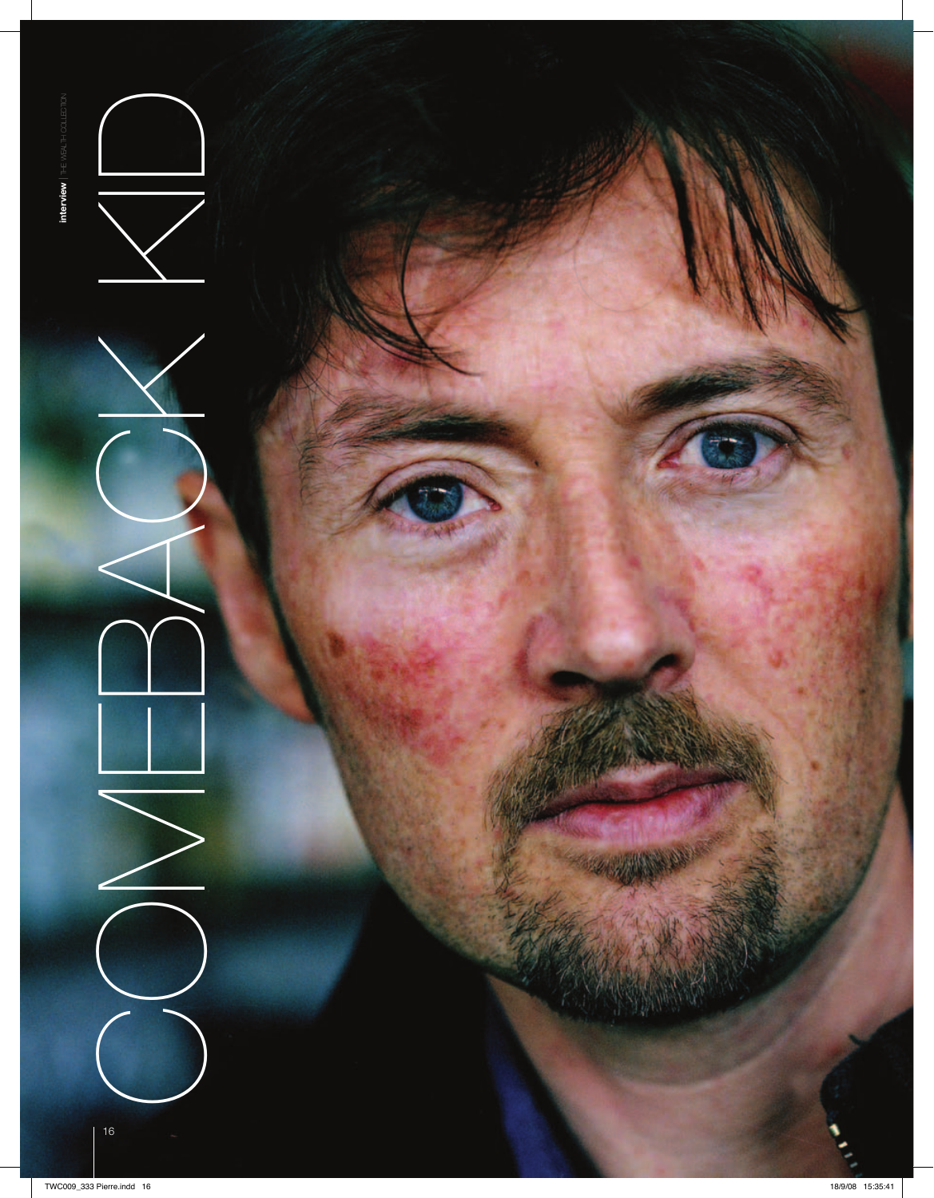# COMEBACK KID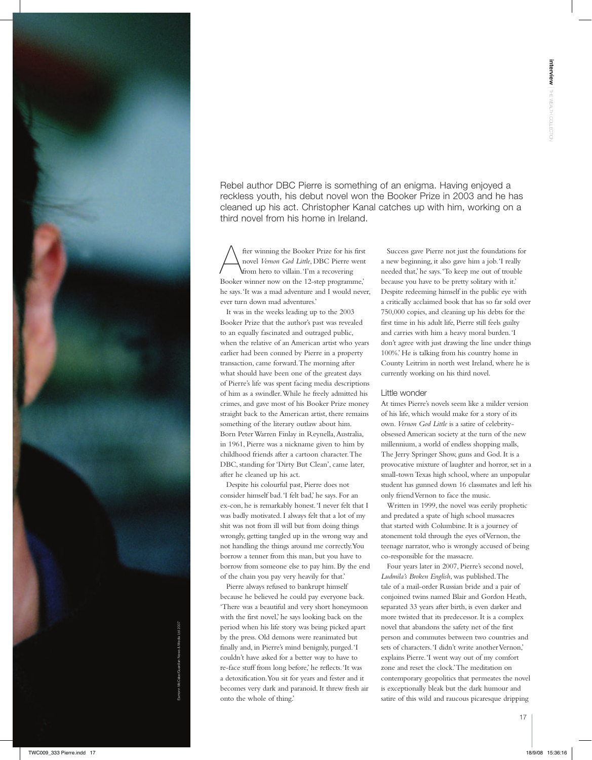Rebel author DBC Pierre is something of an enigma. Having enjoyed a reckless youth, his debut novel won the Booker Prize in 2003 and he has cleaned up his act. Christopher Kanal catches up with him, working on a third novel from his home in Ireland.

After winning the Booker Prize for his first novel *Vernon God Little*, DBC Pierre went from hero to villain. 'I'm a recovering Booker winner now on the 12-step programme,' he says. 'It was a mad adventure and I would never, ever turn down mad adventures.'

It was in the weeks leading up to the 2003 Booker Prize that the author's past was revealed to an equally fascinated and outraged public, when the relative of an American artist who years earlier had been conned by Pierre in a property transaction, came forward. The morning after what should have been one of the greatest days of Pierre's life was spent facing media descriptions of him as a swindler. While he freely admitted his crimes, and gave most of his Booker Prize money straight back to the American artist, there remains something of the literary outlaw about him. Born Peter Warren Finlay in Reynella, Australia, in 1961, Pierre was a nickname given to him by childhood friends after a cartoon character. The DBC, standing for 'Dirty But Clean', came later, after he cleaned up his act.

Despite his colourful past, Pierre does not consider himself bad. 'I felt bad,' he says. For an ex-con, he is remarkably honest. 'I never felt that I was badly motivated. I always felt that a lot of my shit was not from ill will but from doing things wrongly, getting tangled up in the wrong way and not handling the things around me correctly. You borrow a tenner from this man, but you have to borrow from someone else to pay him. By the end of the chain you pay very heavily for that.'

Pierre always refused to bankrupt himself because he believed he could pay everyone back. 'There was a beautiful and very short honeymoon with the first novel,' he says looking back on the period when his life story was being picked apart by the press. Old demons were reanimated but finally and, in Pierre's mind benignly, purged. 'I couldn't have asked for a better way to have to re-face stuff from long before,' he reflects. 'It was a detoxification. You sit for years and fester and it becomes very dark and paranoid. It threw fresh air onto the whole of thing.'

Success gave Pierre not just the foundations for a new beginning, it also gave him a job. 'I really needed that,' he says. 'To keep me out of trouble because you have to be pretty solitary with it.' Despite redeeming himself in the public eye with a critically acclaimed book that has so far sold over 750,000 copies, and cleaning up his debts for the first time in his adult life, Pierre still feels guilty and carries with him a heavy moral burden. 'I don't agree with just drawing the line under things 100%.' He is talking from his country home in County Leitrim in north west Ireland, where he is currently working on his third novel.

## Little wonder

At times Pierre's novels seem like a milder version of his life, which would make for a story of its own. *Vernon God Little* is a satire of celebrity-obsessed American society at the turn of the new millennium, a world of endless shopping malls, The Jerry Springer Show, guns and God. It is a provocative mixture of laughter and horror, set in a small-town Texas high school, where an unpopular student has gunned down 16 classmates and left his only friend Vernon to face the music.

Written in 1999, the novel was eerily prophetic and predated a spate of high school massacres that started with Columbine. It is a journey of atonement told through the eyes of Vernon, the teenage narrator, who is wrongly accused of being co-responsible for the massacre.

Four years later in 2007, Pierre's second novel, *Ludmila's Broken English*, was published. The tale of a mail-order Russian bride and a pair of conjoined twins named Blair and Gordon Heath, separated 33 years after birth, is even darker and more twisted that its predecessor. It is a complex novel that abandons the safety net of the first person and commutes between two countries and sets of characters. 'I didn't write another Vernon,' explains Pierre. 'I went way out of my comfort zone and reset the clock.' The meditation on contemporary geopolitics that permeates the novel is exceptionally bleak but the dark humour and satire of this wild and raucous picaresque dripping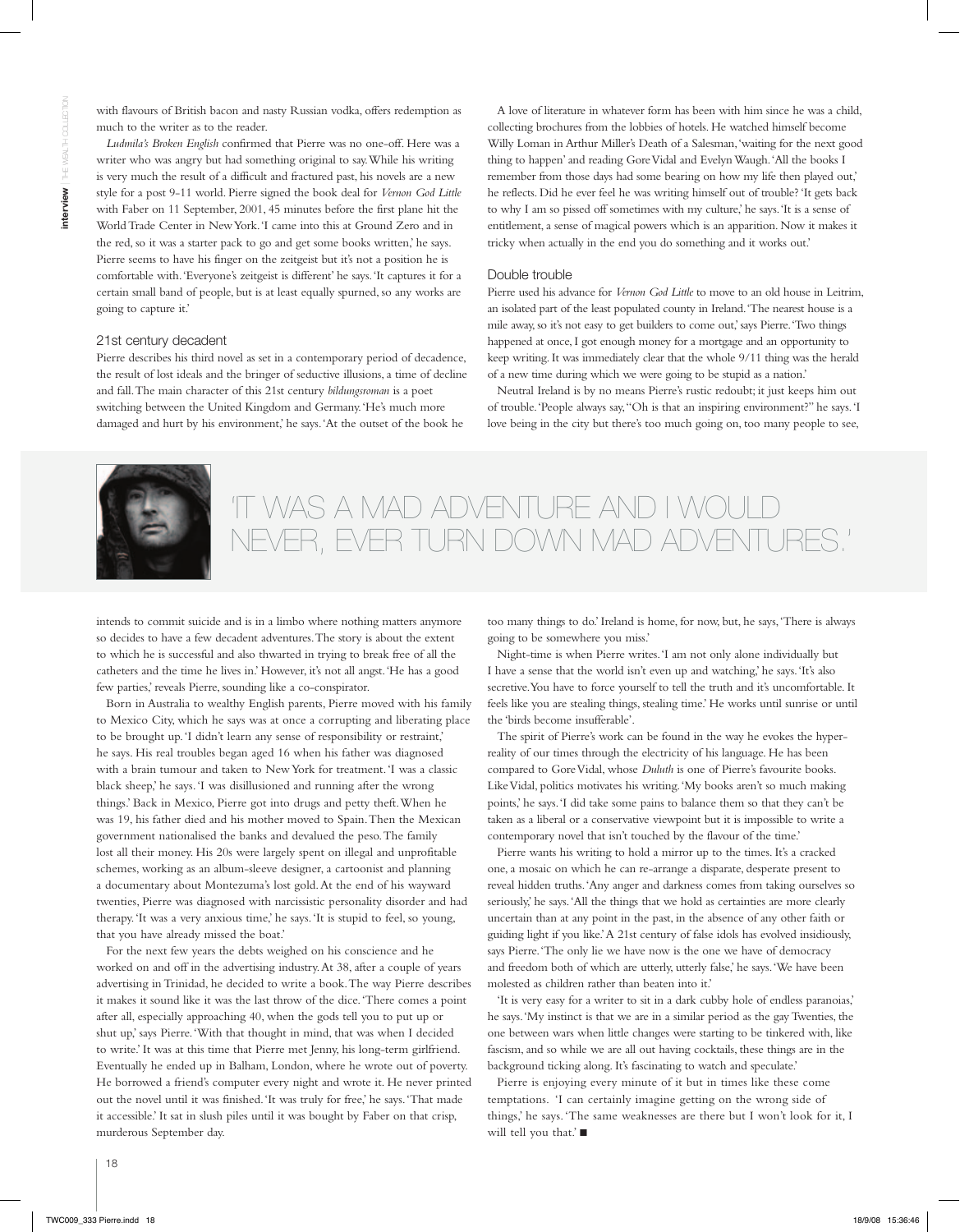with flavours of British bacon and nasty Russian vodka, offers redemption as much to the writer as to the reader.

*Ludmila's Broken English* confirmed that Pierre was no one-off. Here was a writer who was angry but had something original to say. While his writing is very much the result of a difficult and fractured past, his novels are a new style for a post 9-11 world. Pierre signed the book deal for *Vernon God Little* with Faber on 11 September, 2001, 45 minutes before the first plane hit the World Trade Center in New York. 'I came into this at Ground Zero and in the red, so it was a starter pack to go and get some books written,' he says. Pierre seems to have his finger on the zeitgeist but it's not a position he is comfortable with. 'Everyone's zeitgeist is different' he says. 'It captures it for a certain small band of people, but is at least equally spurned, so any works are going to capture it.'

### 21st century decadent

Pierre describes his third novel as set in a contemporary period of decadence, the result of lost ideals and the bringer of seductive illusions, a time of decline and fall. The main character of this 21st century *bildungsroman* is a poet switching between the United Kingdom and Germany. 'He's much more damaged and hurt by his environment,' he says. 'At the outset of the book he intends to commit suicide and is in a limbo where nothing matters anymore so decides to have a few decadent adventures. The story is about the extent to which he is successful and also thwarted in trying to break free of all the catheters and the time he lives in.' However, it's not all angst. 'He has a good few parties,' reveals Pierre, sounding like a co-conspirator.

Born in Australia to wealthy English parents, Pierre moved with his family to Mexico City, which he says was at once a corrupting and liberating place to be brought up. 'I didn't learn any sense of responsibility or restraint,' he says. His real troubles began aged 16 when his father was diagnosed with a brain tumour and taken to New York for treatment. 'I was a classic black sheep,' he says. 'I was disillusioned and running after the wrong things.' Back in Mexico, Pierre got into drugs and petty theft. When he was 19, his father died and his mother moved to Spain. Then the Mexican government nationalised the banks and devalued the peso. The family lost all their money. His 20s were largely spent on illegal and unprofitable schemes, working as an album-sleeve designer, a cartoonist and planning a documentary about Montezuma's lost gold. At the end of his wayward twenties, Pierre was diagnosed with narcissistic personality disorder and had therapy. 'It was a very anxious time,' he says. 'It is stupid to feel, so young, that you have already missed the boat.'

For the next few years the debts weighed on his conscience and he worked on and off in the advertising industry. At 38, after a couple of years advertising in Trinidad, he decided to write a book. The way Pierre describes it makes it sound like it was the last throw of the dice. 'There comes a point after all, especially approaching 40, when the gods tell you to put up or shut up,' says Pierre. 'With that thought in mind, that was when I decided to write.' It was at this time that Pierre met Jenny, his long-term girlfriend. Eventually he ended up in Balham, London, where he wrote out of poverty. He borrowed a friend's computer every night and wrote it. He never printed out the novel until it was finished. 'It was truly for free,' he says. 'That made it accessible.' It sat in slush piles until it was bought by Faber on that crisp, murderous September day.

A love of literature in whatever form has been with him since he was a child, collecting brochures from the lobbies of hotels. He watched himself become Willy Loman in Arthur Miller's Death of a Salesman, 'waiting for the next good thing to happen' and reading Gore Vidal and Evelyn Waugh. 'All the books I remember from those days had some bearing on how my life then played out,' he reflects. Did he ever feel he was writing himself out of trouble? 'It gets back to why I am so pissed off sometimes with my culture,' he says. 'It is a sense of entitlement, a sense of magical powers which is an apparition. Now it makes it tricky when actually in the end you do something and it works out.'

### Double trouble

Pierre used his advance for *Vernon God Little* to move to an old house in Leitrim, an isolated part of the least populated county in Ireland. 'The nearest house is a mile away, so it's not easy to get builders to come out,' says Pierre. 'Two things happened at once, I got enough money for a mortgage and an opportunity to keep writing. It was immediately clear that the whole 9/11 thing was the herald of a new time during which we were going to be stupid as a nation.'

Neutral Ireland is by no means Pierre's rustic redoubt; it just keeps him out of trouble. 'People always say, "Oh is that an inspiring environment?" he says. 'I love being in the city but there's too much going on, too many people to see, too many things to do.' Ireland is home, for now, but, he says, 'There is always going to be somewhere you miss.'

> 'IT WAS A MAD ADVENTURE AND I WOULD NEVER, EVER TURN DOWN MAD ADVENTURES.'

Night-time is when Pierre writes. 'I am not only alone individually but I have a sense that the world isn't even up and watching,' he says. 'It's also secretive. You have to force yourself to tell the truth and it's uncomfortable. It feels like you are stealing things, stealing time.' He works until sunrise or until the 'birds become insufferable'.

The spirit of Pierre's work can be found in the way he evokes the hyper-reality of our times through the electricity of his language. He has been compared to Gore Vidal, whose *Duluth* is one of Pierre's favourite books. Like Vidal, politics motivates his writing. 'My books aren't so much making points,' he says. 'I did take some pains to balance them so that they can't be taken as a liberal or a conservative viewpoint but it is impossible to write a contemporary novel that isn't touched by the flavour of the time.'

Pierre wants his writing to hold a mirror up to the times. It's a cracked one, a mosaic on which he can re-arrange a disparate, desperate present to reveal hidden truths. 'Any anger and darkness comes from taking ourselves so seriously,' he says. 'All the things that we hold as certainties are more clearly uncertain than at any point in the past, in the absence of any other faith or guiding light if you like.' A 21st century of false idols has evolved insidiously, says Pierre. 'The only lie we have now is the one we have of democracy and freedom both of which are utterly, utterly false,' he says. 'We have been molested as children rather than beaten into it.'

'It is very easy for a writer to sit in a dark cubby hole of endless paranoias,' he says. 'My instinct is that we are in a similar period as the gay Twenties, the one between wars when little changes were starting to be tinkered with, like fascism, and so while we are all out having cocktails, these things are in the background ticking along. It's fascinating to watch and speculate.'

Pierre is enjoying every minute of it but in times like these come temptations. 'I can certainly imagine getting on the wrong side of things,' he says. 'The same weaknesses are there but I won't look for it, I will tell you that.' ■